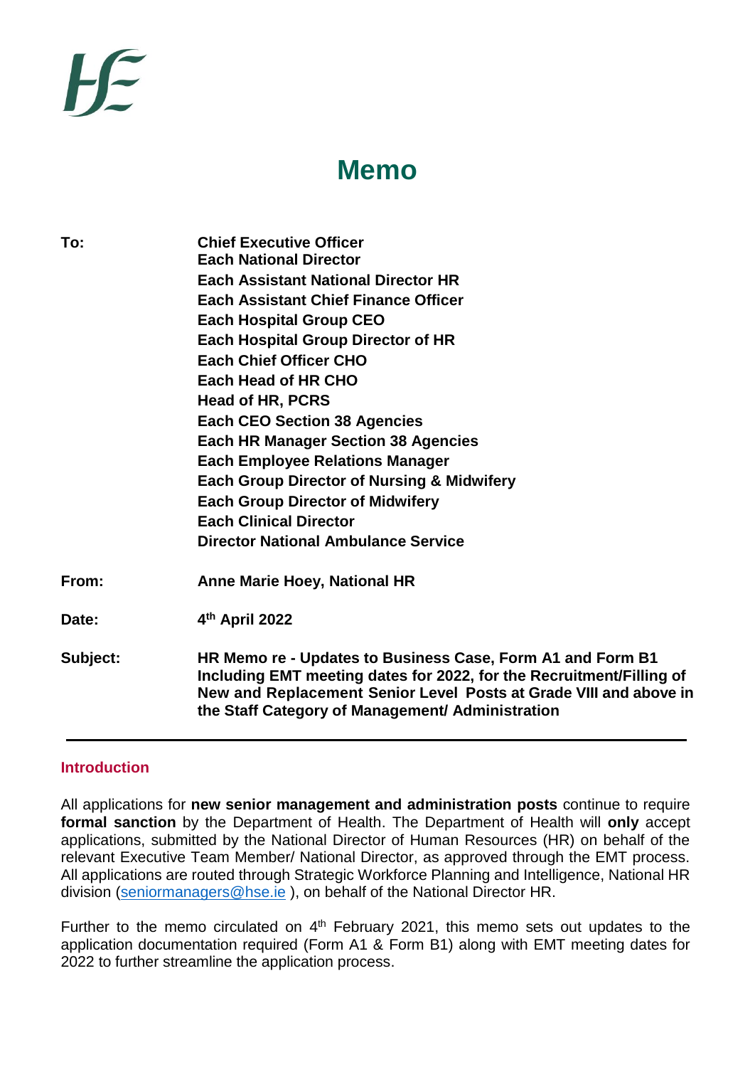# Memo

| | |
|---|---|
| **To:** | **Chief Executive Officer**<br>**Each National Director**<br>**Each Assistant National Director HR**<br>**Each Assistant Chief Finance Officer**<br>**Each Hospital Group CEO**<br>**Each Hospital Group Director of HR**<br>**Each Chief Officer CHO**<br>**Each Head of HR CHO**<br>**Head of HR, PCRS**<br>**Each CEO Section 38 Agencies**<br>**Each HR Manager Section 38 Agencies**<br>**Each Employee Relations Manager**<br>**Each Group Director of Nursing & Midwifery**<br>**Each Group Director of Midwifery**<br>**Each Clinical Director**<br>**Director National Ambulance Service** |
| **From:** | **Anne Marie Hoey, National HR** |
| **Date:** | **4th April 2022** |
| **Subject:** | **HR Memo re - Updates to Business Case, Form A1 and Form B1 Including EMT meeting dates for 2022, for the Recruitment/Filling of New and Replacement Senior Level Posts at Grade VIII and above in the Staff Category of Management/ Administration** |

---

## Introduction

All applications for **new senior management and administration posts** continue to require **formal sanction** by the Department of Health. The Department of Health will **only** accept applications, submitted by the National Director of Human Resources (HR) on behalf of the relevant Executive Team Member/ National Director, as approved through the EMT process. All applications are routed through Strategic Workforce Planning and Intelligence, National HR division (seniormanagers@hse.ie ), on behalf of the National Director HR.

Further to the memo circulated on 4th February 2021, this memo sets out updates to the application documentation required (Form A1 & Form B1) along with EMT meeting dates for 2022 to further streamline the application process.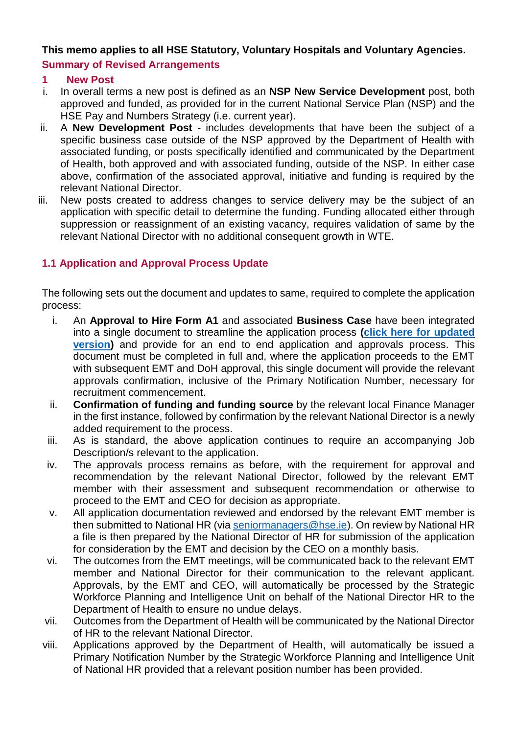**This memo applies to all HSE Statutory, Voluntary Hospitals and Voluntary Agencies.**

## Summary of Revised Arrangements

### 1 New Post

i. In overall terms a new post is defined as an **NSP New Service Development** post, both approved and funded, as provided for in the current National Service Plan (NSP) and the HSE Pay and Numbers Strategy (i.e. current year).

ii. A **New Development Post** - includes developments that have been the subject of a specific business case outside of the NSP approved by the Department of Health with associated funding, or posts specifically identified and communicated by the Department of Health, both approved and with associated funding, outside of the NSP. In either case above, confirmation of the associated approval, initiative and funding is required by the relevant National Director.

iii. New posts created to address changes to service delivery may be the subject of an application with specific detail to determine the funding. Funding allocated either through suppression or reassignment of an existing vacancy, requires validation of same by the relevant National Director with no additional consequent growth in WTE.

### 1.1 Application and Approval Process Update

The following sets out the document and updates to same, required to complete the application process:

i. An **Approval to Hire Form A1** and associated **Business Case** have been integrated into a single document to streamline the application process **(click here for updated version)** and provide for an end to end application and approvals process. This document must be completed in full and, where the application proceeds to the EMT with subsequent EMT and DoH approval, this single document will provide the relevant approvals confirmation, inclusive of the Primary Notification Number, necessary for recruitment commencement.

ii. **Confirmation of funding and funding source** by the relevant local Finance Manager in the first instance, followed by confirmation by the relevant National Director is a newly added requirement to the process.

iii. As is standard, the above application continues to require an accompanying Job Description/s relevant to the application.

iv. The approvals process remains as before, with the requirement for approval and recommendation by the relevant National Director, followed by the relevant EMT member with their assessment and subsequent recommendation or otherwise to proceed to the EMT and CEO for decision as appropriate.

v. All application documentation reviewed and endorsed by the relevant EMT member is then submitted to National HR (via seniormanagers@hse.ie). On review by National HR a file is then prepared by the National Director of HR for submission of the application for consideration by the EMT and decision by the CEO on a monthly basis.

vi. The outcomes from the EMT meetings, will be communicated back to the relevant EMT member and National Director for their communication to the relevant applicant. Approvals, by the EMT and CEO, will automatically be processed by the Strategic Workforce Planning and Intelligence Unit on behalf of the National Director HR to the Department of Health to ensure no undue delays.

vii. Outcomes from the Department of Health will be communicated by the National Director of HR to the relevant National Director.

viii. Applications approved by the Department of Health, will automatically be issued a Primary Notification Number by the Strategic Workforce Planning and Intelligence Unit of National HR provided that a relevant position number has been provided.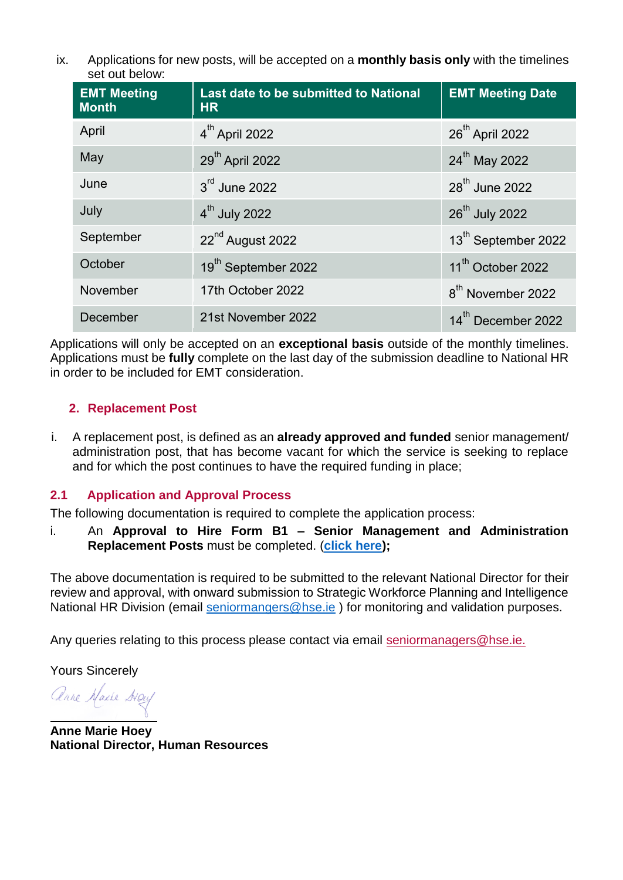ix. Applications for new posts, will be accepted on a **monthly basis only** with the timelines set out below:

| EMT Meeting Month | Last date to be submitted to National HR | EMT Meeting Date |
|---|---|---|
| April | 4th April 2022 | 26th April 2022 |
| May | 29th April 2022 | 24th May 2022 |
| June | 3rd June 2022 | 28th June 2022 |
| July | 4th July 2022 | 26th July 2022 |
| September | 22nd August 2022 | 13th September 2022 |
| October | 19th September 2022 | 11th October 2022 |
| November | 17th October 2022 | 8th November 2022 |
| December | 21st November 2022 | 14th December 2022 |

Applications will only be accepted on an **exceptional basis** outside of the monthly timelines. Applications must be **fully** complete on the last day of the submission deadline to National HR in order to be included for EMT consideration.

## 2. Replacement Post

i. A replacement post, is defined as an **already approved and funded** senior management/ administration post, that has become vacant for which the service is seeking to replace and for which the post continues to have the required funding in place;

### 2.1 Application and Approval Process

The following documentation is required to complete the application process:

i. An **Approval to Hire Form B1 – Senior Management and Administration Replacement Posts** must be completed. (**click here**);

The above documentation is required to be submitted to the relevant National Director for their review and approval, with onward submission to Strategic Workforce Planning and Intelligence National HR Division (email seniormangers@hse.ie ) for monitoring and validation purposes.

Any queries relating to this process please contact via email seniormanagers@hse.ie.

Yours Sincerely

Anne Marie Hoey

**Anne Marie Hoey**
**National Director, Human Resources**